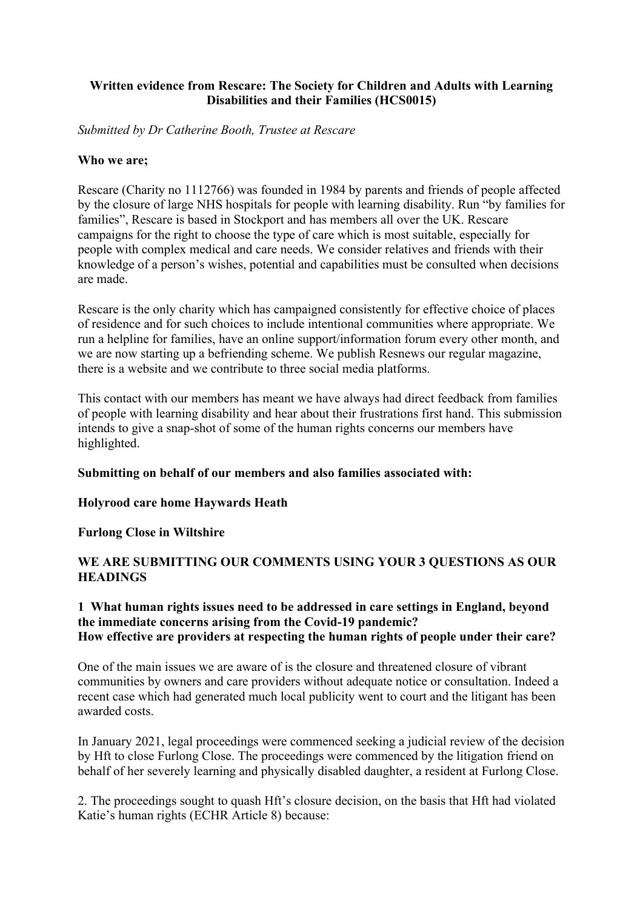**Written evidence from Rescare: The Society for Children and Adults with Learning Disabilities and their Families (HCS0015)**

*Submitted by Dr Catherine Booth, Trustee at Rescare*

**Who we are;**

Rescare (Charity no 1112766) was founded in 1984 by parents and friends of people affected by the closure of large NHS hospitals for people with learning disability. Run "by families for families", Rescare is based in Stockport and has members all over the UK. Rescare campaigns for the right to choose the type of care which is most suitable, especially for people with complex medical and care needs. We consider relatives and friends with their knowledge of a person's wishes, potential and capabilities must be consulted when decisions are made.

Rescare is the only charity which has campaigned consistently for effective choice of places of residence and for such choices to include intentional communities where appropriate. We run a helpline for families, have an online support/information forum every other month, and we are now starting up a befriending scheme. We publish Resnews our regular magazine, there is a website and we contribute to three social media platforms.

This contact with our members has meant we have always had direct feedback from families of people with learning disability and hear about their frustrations first hand. This submission intends to give a snap-shot of some of the human rights concerns our members have highlighted.

**Submitting on behalf of our members and also families associated with:**

**Holyrood care home Haywards Heath**

**Furlong Close in Wiltshire**

**WE ARE SUBMITTING OUR COMMENTS USING YOUR 3 QUESTIONS AS OUR HEADINGS**

**1 What human rights issues need to be addressed in care settings in England, beyond the immediate concerns arising from the Covid-19 pandemic?**
**How effective are providers at respecting the human rights of people under their care?**

One of the main issues we are aware of is the closure and threatened closure of vibrant communities by owners and care providers without adequate notice or consultation. Indeed a recent case which had generated much local publicity went to court and the litigant has been awarded costs.

In January 2021, legal proceedings were commenced seeking a judicial review of the decision by Hft to close Furlong Close. The proceedings were commenced by the litigation friend on behalf of her severely learning and physically disabled daughter, a resident at Furlong Close.

2. The proceedings sought to quash Hft's closure decision, on the basis that Hft had violated Katie's human rights (ECHR Article 8) because: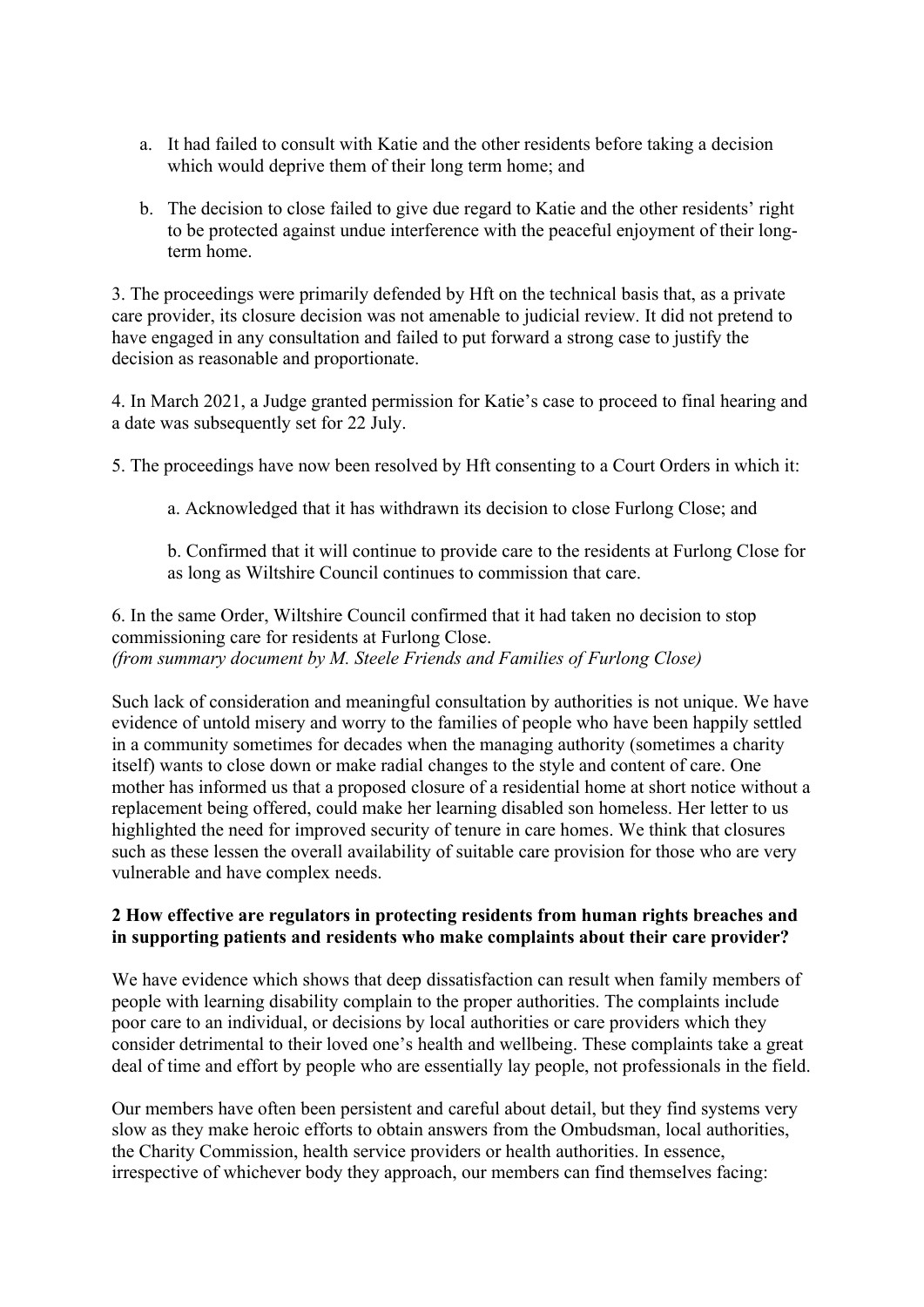a. It had failed to consult with Katie and the other residents before taking a decision which would deprive them of their long term home; and

b. The decision to close failed to give due regard to Katie and the other residents' right to be protected against undue interference with the peaceful enjoyment of their long-term home.

3. The proceedings were primarily defended by Hft on the technical basis that, as a private care provider, its closure decision was not amenable to judicial review. It did not pretend to have engaged in any consultation and failed to put forward a strong case to justify the decision as reasonable and proportionate.

4. In March 2021, a Judge granted permission for Katie's case to proceed to final hearing and a date was subsequently set for 22 July.

5. The proceedings have now been resolved by Hft consenting to a Court Orders in which it:

   a. Acknowledged that it has withdrawn its decision to close Furlong Close; and

   b. Confirmed that it will continue to provide care to the residents at Furlong Close for as long as Wiltshire Council continues to commission that care.

6. In the same Order, Wiltshire Council confirmed that it had taken no decision to stop commissioning care for residents at Furlong Close.
*(from summary document by M. Steele Friends and Families of Furlong Close)*

Such lack of consideration and meaningful consultation by authorities is not unique. We have evidence of untold misery and worry to the families of people who have been happily settled in a community sometimes for decades when the managing authority (sometimes a charity itself) wants to close down or make radial changes to the style and content of care. One mother has informed us that a proposed closure of a residential home at short notice without a replacement being offered, could make her learning disabled son homeless. Her letter to us highlighted the need for improved security of tenure in care homes. We think that closures such as these lessen the overall availability of suitable care provision for those who are very vulnerable and have complex needs.

**2 How effective are regulators in protecting residents from human rights breaches and in supporting patients and residents who make complaints about their care provider?**

We have evidence which shows that deep dissatisfaction can result when family members of people with learning disability complain to the proper authorities. The complaints include poor care to an individual, or decisions by local authorities or care providers which they consider detrimental to their loved one's health and wellbeing. These complaints take a great deal of time and effort by people who are essentially lay people, not professionals in the field.

Our members have often been persistent and careful about detail, but they find systems very slow as they make heroic efforts to obtain answers from the Ombudsman, local authorities, the Charity Commission, health service providers or health authorities. In essence, irrespective of whichever body they approach, our members can find themselves facing: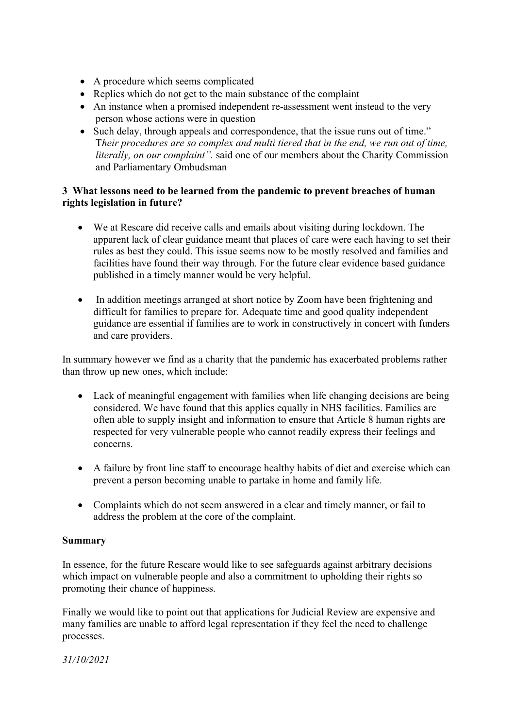- A procedure which seems complicated
- Replies which do not get to the main substance of the complaint
- An instance when a promised independent re-assessment went instead to the very person whose actions were in question
- Such delay, through appeals and correspondence, that the issue runs out of time." T*heir procedures are so complex and multi tiered that in the end, we run out of time, literally, on our complaint".* said one of our members about the Charity Commission and Parliamentary Ombudsman

**3 What lessons need to be learned from the pandemic to prevent breaches of human rights legislation in future?**

- We at Rescare did receive calls and emails about visiting during lockdown. The apparent lack of clear guidance meant that places of care were each having to set their rules as best they could. This issue seems now to be mostly resolved and families and facilities have found their way through. For the future clear evidence based guidance published in a timely manner would be very helpful.

- In addition meetings arranged at short notice by Zoom have been frightening and difficult for families to prepare for. Adequate time and good quality independent guidance are essential if families are to work in constructively in concert with funders and care providers.

In summary however we find as a charity that the pandemic has exacerbated problems rather than throw up new ones, which include:

- Lack of meaningful engagement with families when life changing decisions are being considered. We have found that this applies equally in NHS facilities. Families are often able to supply insight and information to ensure that Article 8 human rights are respected for very vulnerable people who cannot readily express their feelings and concerns.

- A failure by front line staff to encourage healthy habits of diet and exercise which can prevent a person becoming unable to partake in home and family life.

- Complaints which do not seem answered in a clear and timely manner, or fail to address the problem at the core of the complaint.

**Summary**

In essence, for the future Rescare would like to see safeguards against arbitrary decisions which impact on vulnerable people and also a commitment to upholding their rights so promoting their chance of happiness.

Finally we would like to point out that applications for Judicial Review are expensive and many families are unable to afford legal representation if they feel the need to challenge processes.

*31/10/2021*